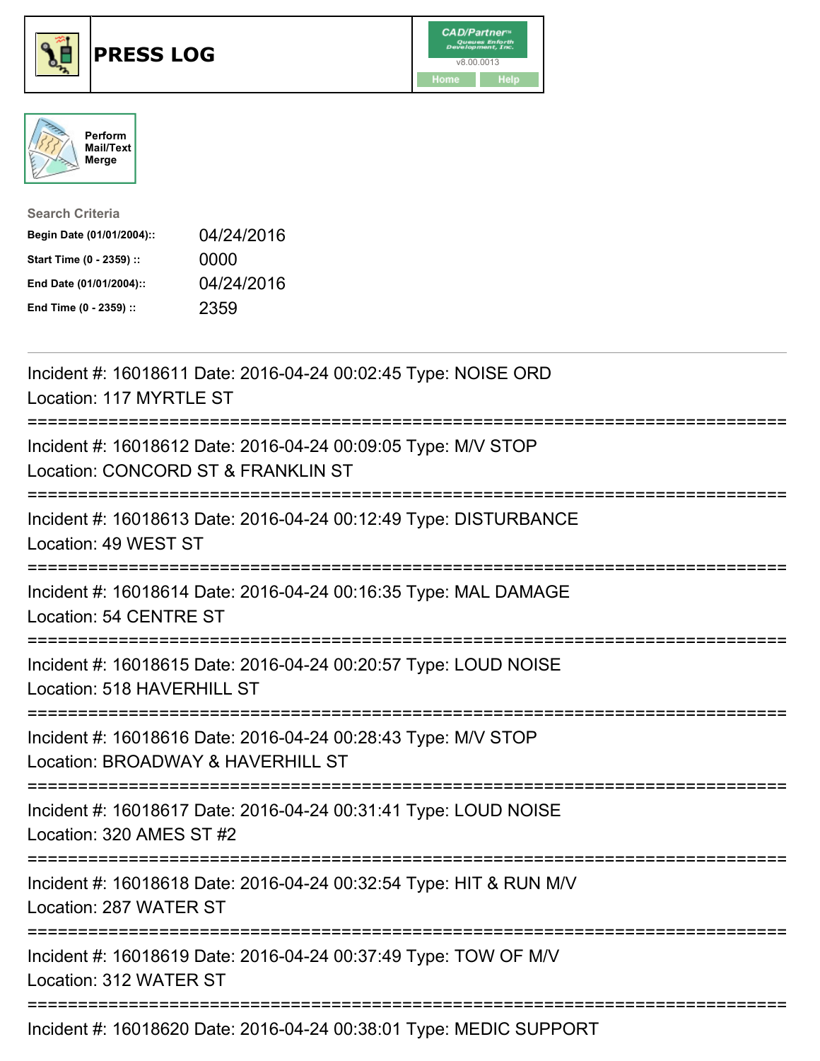# PRESS LOG

CAD/Partner v8.00.0013

Home | Help

Perform Mail/Text Merge

**Search Criteria**

| | |
|---|---|
| **Begin Date (01/01/2004)::** | 04/24/2016 |
| **Start Time (0 - 2359) ::** | 0000 |
| **End Date (01/01/2004)::** | 04/24/2016 |
| **End Time (0 - 2359) ::** | 2359 |

---

Incident #: 16018611 Date: 2016-04-24 00:02:45 Type: NOISE ORD
Location: 117 MYRTLE ST

===========================================================================

Incident #: 16018612 Date: 2016-04-24 00:09:05 Type: M/V STOP
Location: CONCORD ST & FRANKLIN ST

===========================================================================

Incident #: 16018613 Date: 2016-04-24 00:12:49 Type: DISTURBANCE
Location: 49 WEST ST

===========================================================================

Incident #: 16018614 Date: 2016-04-24 00:16:35 Type: MAL DAMAGE
Location: 54 CENTRE ST

===========================================================================

Incident #: 16018615 Date: 2016-04-24 00:20:57 Type: LOUD NOISE
Location: 518 HAVERHILL ST

===========================================================================

Incident #: 16018616 Date: 2016-04-24 00:28:43 Type: M/V STOP
Location: BROADWAY & HAVERHILL ST

===========================================================================

Incident #: 16018617 Date: 2016-04-24 00:31:41 Type: LOUD NOISE
Location: 320 AMES ST #2

===========================================================================

Incident #: 16018618 Date: 2016-04-24 00:32:54 Type: HIT & RUN M/V
Location: 287 WATER ST

===========================================================================

Incident #: 16018619 Date: 2016-04-24 00:37:49 Type: TOW OF M/V
Location: 312 WATER ST

===========================================================================

Incident #: 16018620 Date: 2016-04-24 00:38:01 Type: MEDIC SUPPORT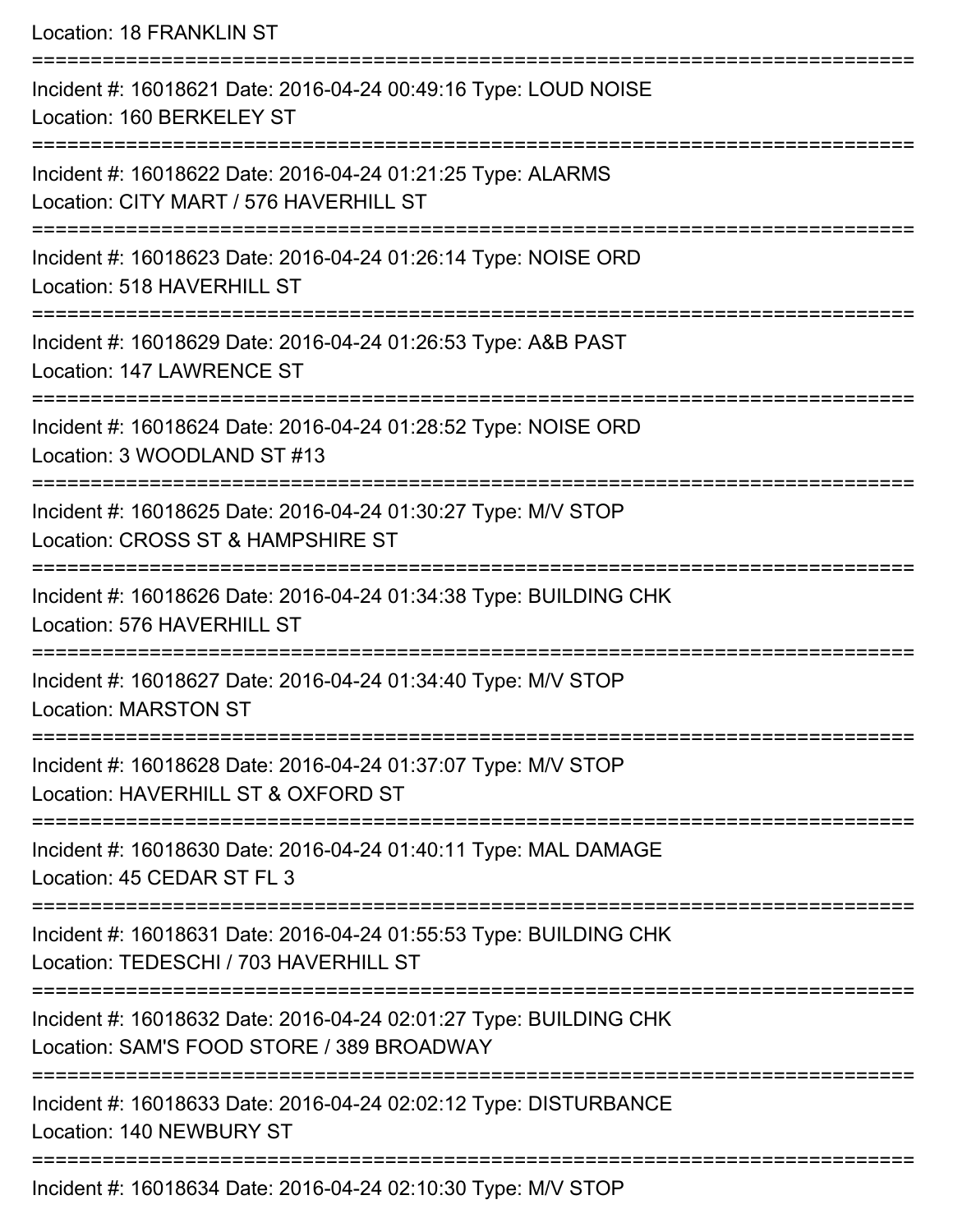Location: 18 FRANKLIN ST

===========================================================================

Incident #: 16018621 Date: 2016-04-24 00:49:16 Type: LOUD NOISE
Location: 160 BERKELEY ST

===========================================================================

Incident #: 16018622 Date: 2016-04-24 01:21:25 Type: ALARMS
Location: CITY MART / 576 HAVERHILL ST

===========================================================================

Incident #: 16018623 Date: 2016-04-24 01:26:14 Type: NOISE ORD
Location: 518 HAVERHILL ST

===========================================================================

Incident #: 16018629 Date: 2016-04-24 01:26:53 Type: A&B PAST
Location: 147 LAWRENCE ST

===========================================================================

Incident #: 16018624 Date: 2016-04-24 01:28:52 Type: NOISE ORD
Location: 3 WOODLAND ST #13

===========================================================================

Incident #: 16018625 Date: 2016-04-24 01:30:27 Type: M/V STOP
Location: CROSS ST & HAMPSHIRE ST

===========================================================================

Incident #: 16018626 Date: 2016-04-24 01:34:38 Type: BUILDING CHK
Location: 576 HAVERHILL ST

===========================================================================

Incident #: 16018627 Date: 2016-04-24 01:34:40 Type: M/V STOP
Location: MARSTON ST

===========================================================================

Incident #: 16018628 Date: 2016-04-24 01:37:07 Type: M/V STOP
Location: HAVERHILL ST & OXFORD ST

===========================================================================

Incident #: 16018630 Date: 2016-04-24 01:40:11 Type: MAL DAMAGE
Location: 45 CEDAR ST FL 3

===========================================================================

Incident #: 16018631 Date: 2016-04-24 01:55:53 Type: BUILDING CHK
Location: TEDESCHI / 703 HAVERHILL ST

===========================================================================

Incident #: 16018632 Date: 2016-04-24 02:01:27 Type: BUILDING CHK
Location: SAM'S FOOD STORE / 389 BROADWAY

===========================================================================

Incident #: 16018633 Date: 2016-04-24 02:02:12 Type: DISTURBANCE
Location: 140 NEWBURY ST

===========================================================================

Incident #: 16018634 Date: 2016-04-24 02:10:30 Type: M/V STOP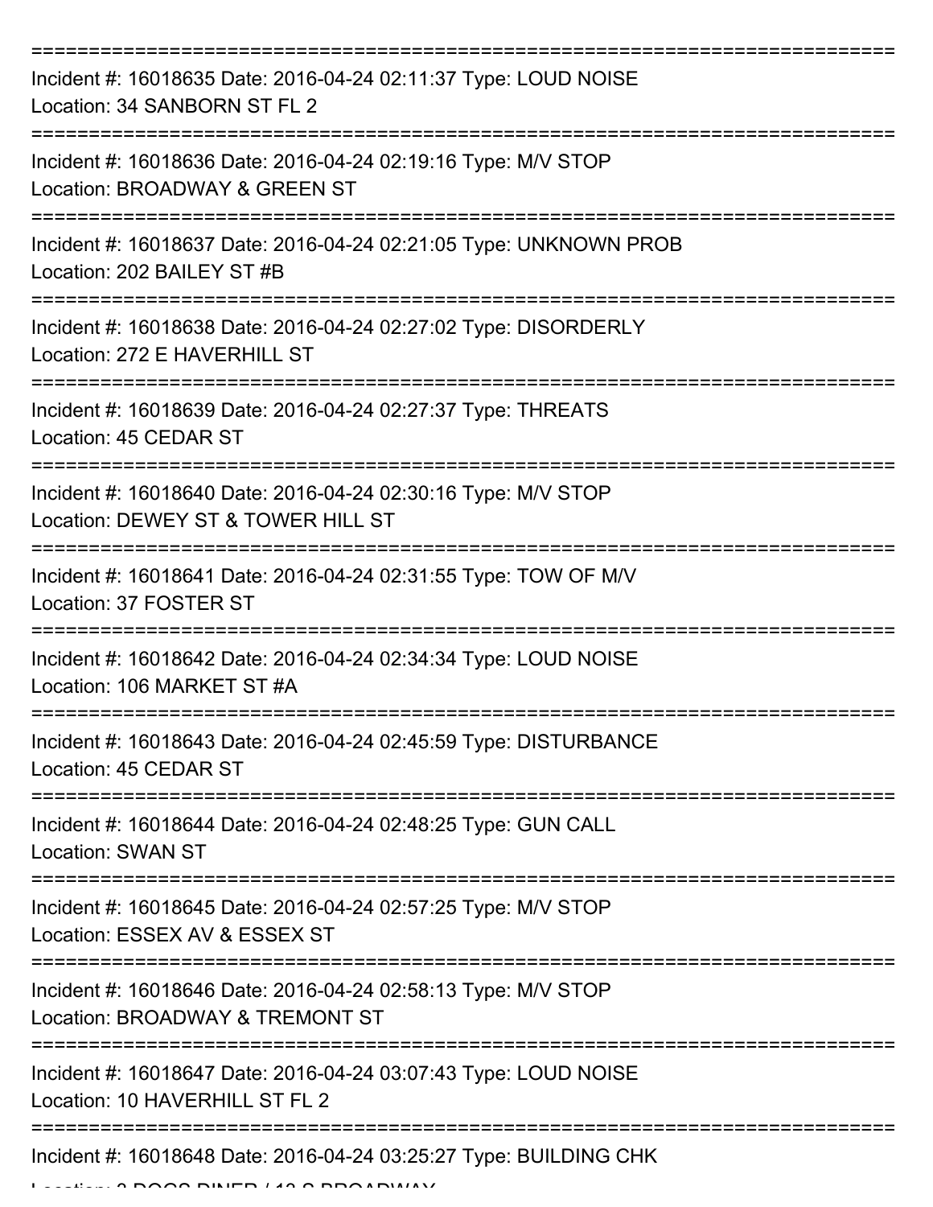===========================================================================

Incident #: 16018635 Date: 2016-04-24 02:11:37 Type: LOUD NOISE
Location: 34 SANBORN ST FL 2

===========================================================================

Incident #: 16018636 Date: 2016-04-24 02:19:16 Type: M/V STOP
Location: BROADWAY & GREEN ST

===========================================================================

Incident #: 16018637 Date: 2016-04-24 02:21:05 Type: UNKNOWN PROB
Location: 202 BAILEY ST #B

===========================================================================

Incident #: 16018638 Date: 2016-04-24 02:27:02 Type: DISORDERLY
Location: 272 E HAVERHILL ST

===========================================================================

Incident #: 16018639 Date: 2016-04-24 02:27:37 Type: THREATS
Location: 45 CEDAR ST

===========================================================================

Incident #: 16018640 Date: 2016-04-24 02:30:16 Type: M/V STOP
Location: DEWEY ST & TOWER HILL ST

===========================================================================

Incident #: 16018641 Date: 2016-04-24 02:31:55 Type: TOW OF M/V
Location: 37 FOSTER ST

===========================================================================

Incident #: 16018642 Date: 2016-04-24 02:34:34 Type: LOUD NOISE
Location: 106 MARKET ST #A

===========================================================================

Incident #: 16018643 Date: 2016-04-24 02:45:59 Type: DISTURBANCE
Location: 45 CEDAR ST

===========================================================================

Incident #: 16018644 Date: 2016-04-24 02:48:25 Type: GUN CALL
Location: SWAN ST

===========================================================================

Incident #: 16018645 Date: 2016-04-24 02:57:25 Type: M/V STOP
Location: ESSEX AV & ESSEX ST

===========================================================================

Incident #: 16018646 Date: 2016-04-24 02:58:13 Type: M/V STOP
Location: BROADWAY & TREMONT ST

===========================================================================

Incident #: 16018647 Date: 2016-04-24 03:07:43 Type: LOUD NOISE
Location: 10 HAVERHILL ST FL 2

===========================================================================

Incident #: 16018648 Date: 2016-04-24 03:25:27 Type: BUILDING CHK
Location: 3 DOGS DINER / 12 S BROADWAY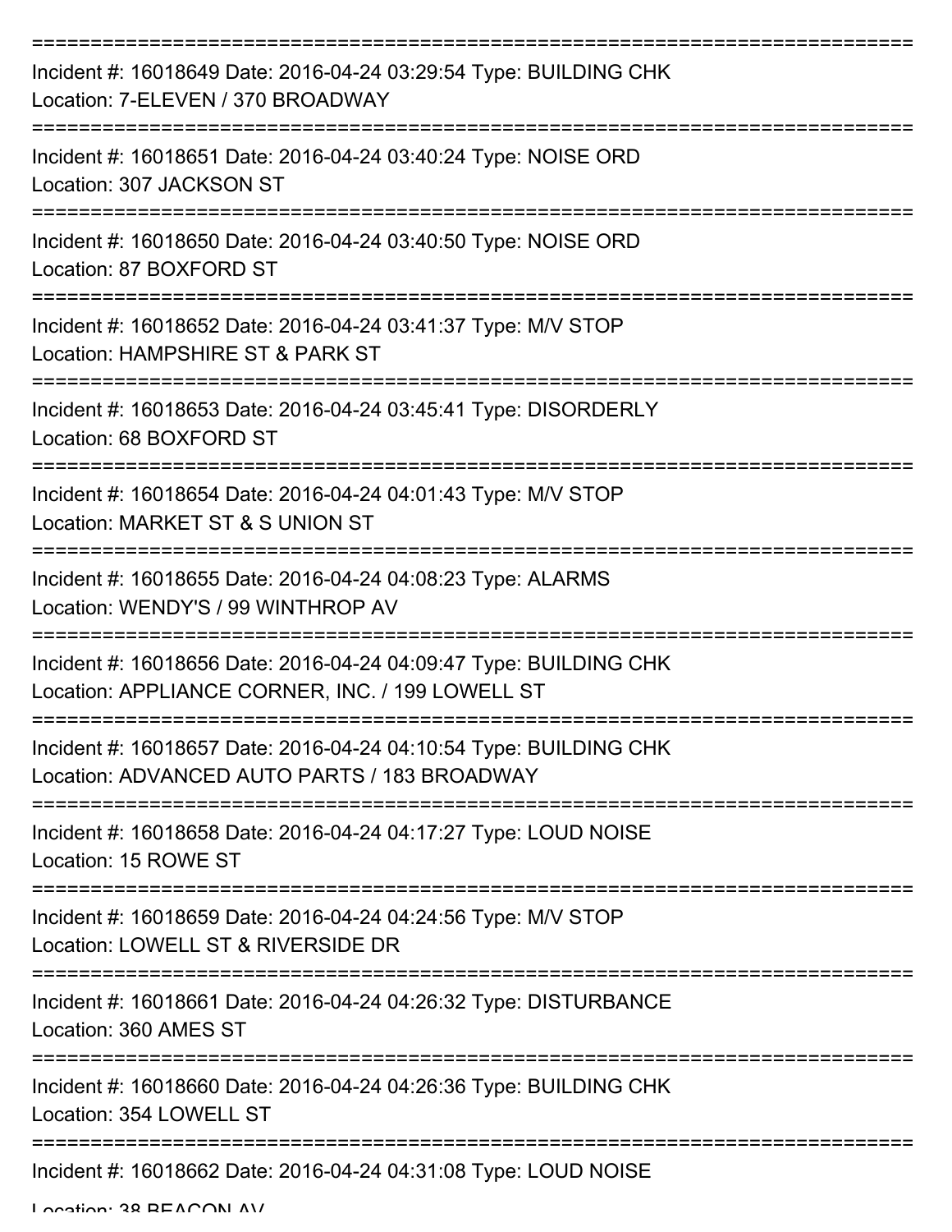Incident #: 16018649 Date: 2016-04-24 03:29:54 Type: BUILDING CHK
Location: 7-ELEVEN / 370 BROADWAY

Incident #: 16018651 Date: 2016-04-24 03:40:24 Type: NOISE ORD
Location: 307 JACKSON ST

Incident #: 16018650 Date: 2016-04-24 03:40:50 Type: NOISE ORD
Location: 87 BOXFORD ST

Incident #: 16018652 Date: 2016-04-24 03:41:37 Type: M/V STOP
Location: HAMPSHIRE ST & PARK ST

Incident #: 16018653 Date: 2016-04-24 03:45:41 Type: DISORDERLY
Location: 68 BOXFORD ST

Incident #: 16018654 Date: 2016-04-24 04:01:43 Type: M/V STOP
Location: MARKET ST & S UNION ST

Incident #: 16018655 Date: 2016-04-24 04:08:23 Type: ALARMS
Location: WENDY'S / 99 WINTHROP AV

Incident #: 16018656 Date: 2016-04-24 04:09:47 Type: BUILDING CHK
Location: APPLIANCE CORNER, INC. / 199 LOWELL ST

Incident #: 16018657 Date: 2016-04-24 04:10:54 Type: BUILDING CHK
Location: ADVANCED AUTO PARTS / 183 BROADWAY

Incident #: 16018658 Date: 2016-04-24 04:17:27 Type: LOUD NOISE
Location: 15 ROWE ST

Incident #: 16018659 Date: 2016-04-24 04:24:56 Type: M/V STOP
Location: LOWELL ST & RIVERSIDE DR

Incident #: 16018661 Date: 2016-04-24 04:26:32 Type: DISTURBANCE
Location: 360 AMES ST

Incident #: 16018660 Date: 2016-04-24 04:26:36 Type: BUILDING CHK
Location: 354 LOWELL ST

Incident #: 16018662 Date: 2016-04-24 04:31:08 Type: LOUD NOISE
Location: 38 BEACON AV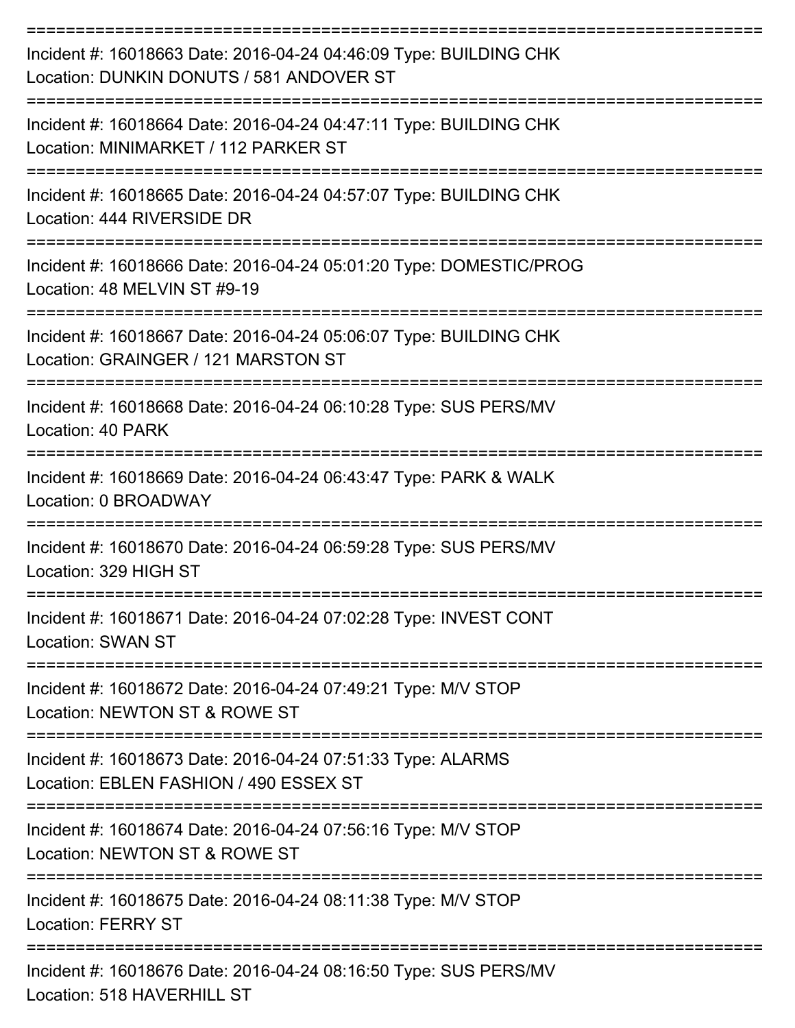===========================================================================

Incident #: 16018663 Date: 2016-04-24 04:46:09 Type: BUILDING CHK
Location: DUNKIN DONUTS / 581 ANDOVER ST

===========================================================================

Incident #: 16018664 Date: 2016-04-24 04:47:11 Type: BUILDING CHK
Location: MINIMARKET / 112 PARKER ST

===========================================================================

Incident #: 16018665 Date: 2016-04-24 04:57:07 Type: BUILDING CHK
Location: 444 RIVERSIDE DR

===========================================================================

Incident #: 16018666 Date: 2016-04-24 05:01:20 Type: DOMESTIC/PROG
Location: 48 MELVIN ST #9-19

===========================================================================

Incident #: 16018667 Date: 2016-04-24 05:06:07 Type: BUILDING CHK
Location: GRAINGER / 121 MARSTON ST

===========================================================================

Incident #: 16018668 Date: 2016-04-24 06:10:28 Type: SUS PERS/MV
Location: 40 PARK

===========================================================================

Incident #: 16018669 Date: 2016-04-24 06:43:47 Type: PARK & WALK
Location: 0 BROADWAY

===========================================================================

Incident #: 16018670 Date: 2016-04-24 06:59:28 Type: SUS PERS/MV
Location: 329 HIGH ST

===========================================================================

Incident #: 16018671 Date: 2016-04-24 07:02:28 Type: INVEST CONT
Location: SWAN ST

===========================================================================

Incident #: 16018672 Date: 2016-04-24 07:49:21 Type: M/V STOP
Location: NEWTON ST & ROWE ST

===========================================================================

Incident #: 16018673 Date: 2016-04-24 07:51:33 Type: ALARMS
Location: EBLEN FASHION / 490 ESSEX ST

===========================================================================

Incident #: 16018674 Date: 2016-04-24 07:56:16 Type: M/V STOP
Location: NEWTON ST & ROWE ST

===========================================================================

Incident #: 16018675 Date: 2016-04-24 08:11:38 Type: M/V STOP
Location: FERRY ST

===========================================================================

Incident #: 16018676 Date: 2016-04-24 08:16:50 Type: SUS PERS/MV
Location: 518 HAVERHILL ST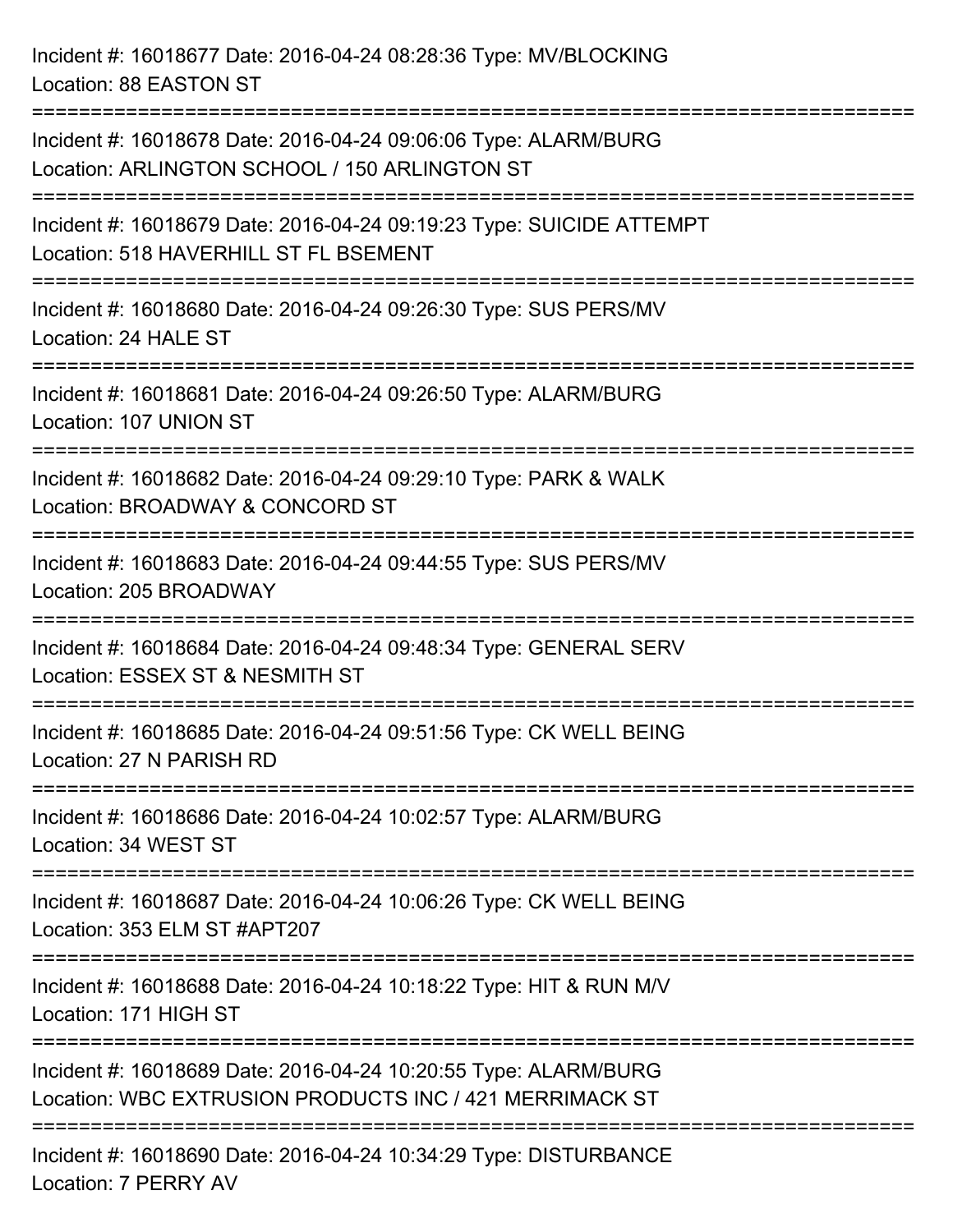Incident #: 16018677 Date: 2016-04-24 08:28:36 Type: MV/BLOCKING
Location: 88 EASTON ST

===========================================================================

Incident #: 16018678 Date: 2016-04-24 09:06:06 Type: ALARM/BURG
Location: ARLINGTON SCHOOL / 150 ARLINGTON ST

===========================================================================

Incident #: 16018679 Date: 2016-04-24 09:19:23 Type: SUICIDE ATTEMPT
Location: 518 HAVERHILL ST FL BSEMENT

===========================================================================

Incident #: 16018680 Date: 2016-04-24 09:26:30 Type: SUS PERS/MV
Location: 24 HALE ST

===========================================================================

Incident #: 16018681 Date: 2016-04-24 09:26:50 Type: ALARM/BURG
Location: 107 UNION ST

===========================================================================

Incident #: 16018682 Date: 2016-04-24 09:29:10 Type: PARK & WALK
Location: BROADWAY & CONCORD ST

===========================================================================

Incident #: 16018683 Date: 2016-04-24 09:44:55 Type: SUS PERS/MV
Location: 205 BROADWAY

===========================================================================

Incident #: 16018684 Date: 2016-04-24 09:48:34 Type: GENERAL SERV
Location: ESSEX ST & NESMITH ST

===========================================================================

Incident #: 16018685 Date: 2016-04-24 09:51:56 Type: CK WELL BEING
Location: 27 N PARISH RD

===========================================================================

Incident #: 16018686 Date: 2016-04-24 10:02:57 Type: ALARM/BURG
Location: 34 WEST ST

===========================================================================

Incident #: 16018687 Date: 2016-04-24 10:06:26 Type: CK WELL BEING
Location: 353 ELM ST #APT207

===========================================================================

Incident #: 16018688 Date: 2016-04-24 10:18:22 Type: HIT & RUN M/V
Location: 171 HIGH ST

===========================================================================

Incident #: 16018689 Date: 2016-04-24 10:20:55 Type: ALARM/BURG
Location: WBC EXTRUSION PRODUCTS INC / 421 MERRIMACK ST

===========================================================================

Incident #: 16018690 Date: 2016-04-24 10:34:29 Type: DISTURBANCE
Location: 7 PERRY AV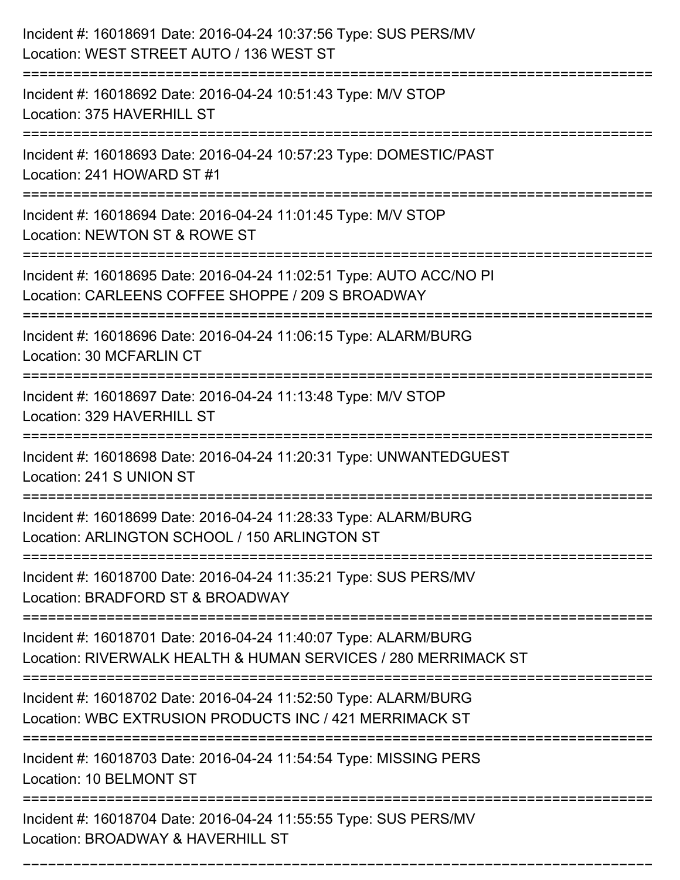Incident #: 16018691 Date: 2016-04-24 10:37:56 Type: SUS PERS/MV
Location: WEST STREET AUTO / 136 WEST ST

===========================================================================

Incident #: 16018692 Date: 2016-04-24 10:51:43 Type: M/V STOP
Location: 375 HAVERHILL ST

===========================================================================

Incident #: 16018693 Date: 2016-04-24 10:57:23 Type: DOMESTIC/PAST
Location: 241 HOWARD ST #1

===========================================================================

Incident #: 16018694 Date: 2016-04-24 11:01:45 Type: M/V STOP
Location: NEWTON ST & ROWE ST

===========================================================================

Incident #: 16018695 Date: 2016-04-24 11:02:51 Type: AUTO ACC/NO PI
Location: CARLEENS COFFEE SHOPPE / 209 S BROADWAY

===========================================================================

Incident #: 16018696 Date: 2016-04-24 11:06:15 Type: ALARM/BURG
Location: 30 MCFARLIN CT

===========================================================================

Incident #: 16018697 Date: 2016-04-24 11:13:48 Type: M/V STOP
Location: 329 HAVERHILL ST

===========================================================================

Incident #: 16018698 Date: 2016-04-24 11:20:31 Type: UNWANTEDGUEST
Location: 241 S UNION ST

===========================================================================

Incident #: 16018699 Date: 2016-04-24 11:28:33 Type: ALARM/BURG
Location: ARLINGTON SCHOOL / 150 ARLINGTON ST

===========================================================================

Incident #: 16018700 Date: 2016-04-24 11:35:21 Type: SUS PERS/MV
Location: BRADFORD ST & BROADWAY

===========================================================================

Incident #: 16018701 Date: 2016-04-24 11:40:07 Type: ALARM/BURG
Location: RIVERWALK HEALTH & HUMAN SERVICES / 280 MERRIMACK ST

===========================================================================

Incident #: 16018702 Date: 2016-04-24 11:52:50 Type: ALARM/BURG
Location: WBC EXTRUSION PRODUCTS INC / 421 MERRIMACK ST

===========================================================================

Incident #: 16018703 Date: 2016-04-24 11:54:54 Type: MISSING PERS
Location: 10 BELMONT ST

===========================================================================

Incident #: 16018704 Date: 2016-04-24 11:55:55 Type: SUS PERS/MV
Location: BROADWAY & HAVERHILL ST

===========================================================================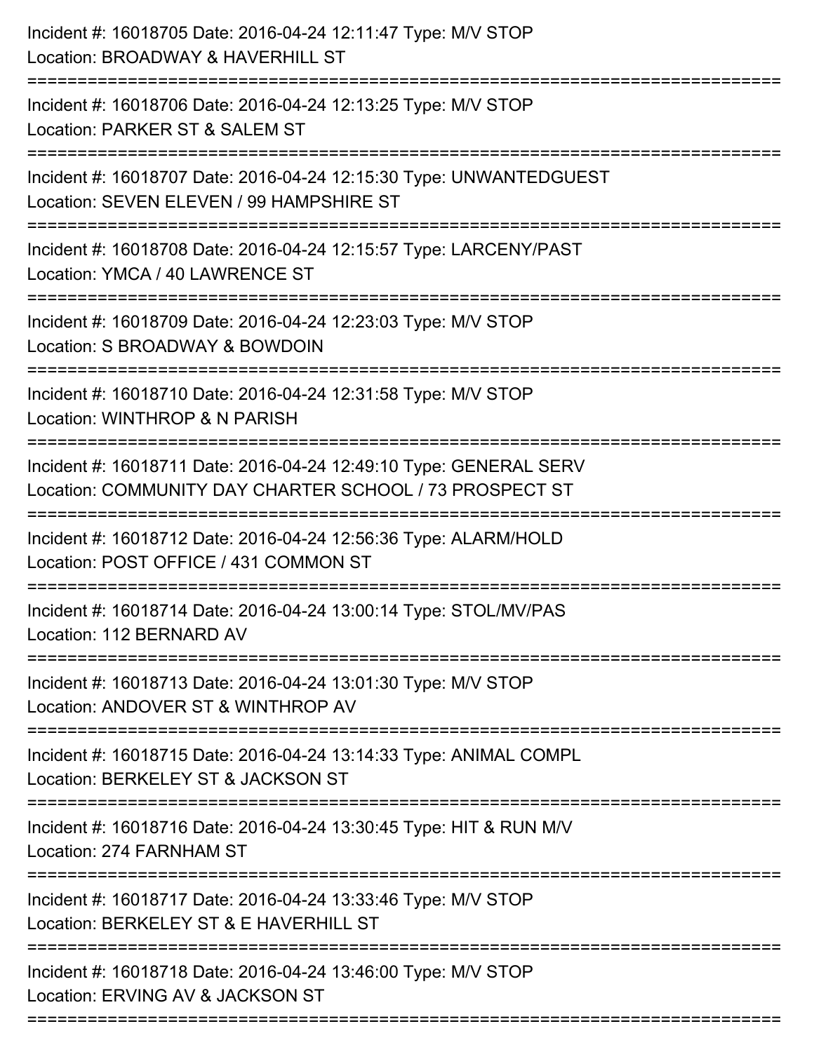Incident #: 16018705 Date: 2016-04-24 12:11:47 Type: M/V STOP
Location: BROADWAY & HAVERHILL ST

===========================================================================

Incident #: 16018706 Date: 2016-04-24 12:13:25 Type: M/V STOP
Location: PARKER ST & SALEM ST

===========================================================================

Incident #: 16018707 Date: 2016-04-24 12:15:30 Type: UNWANTEDGUEST
Location: SEVEN ELEVEN / 99 HAMPSHIRE ST

===========================================================================

Incident #: 16018708 Date: 2016-04-24 12:15:57 Type: LARCENY/PAST
Location: YMCA / 40 LAWRENCE ST

===========================================================================

Incident #: 16018709 Date: 2016-04-24 12:23:03 Type: M/V STOP
Location: S BROADWAY & BOWDOIN

===========================================================================

Incident #: 16018710 Date: 2016-04-24 12:31:58 Type: M/V STOP
Location: WINTHROP & N PARISH

===========================================================================

Incident #: 16018711 Date: 2016-04-24 12:49:10 Type: GENERAL SERV
Location: COMMUNITY DAY CHARTER SCHOOL / 73 PROSPECT ST

===========================================================================

Incident #: 16018712 Date: 2016-04-24 12:56:36 Type: ALARM/HOLD
Location: POST OFFICE / 431 COMMON ST

===========================================================================

Incident #: 16018714 Date: 2016-04-24 13:00:14 Type: STOL/MV/PAS
Location: 112 BERNARD AV

===========================================================================

Incident #: 16018713 Date: 2016-04-24 13:01:30 Type: M/V STOP
Location: ANDOVER ST & WINTHROP AV

===========================================================================

Incident #: 16018715 Date: 2016-04-24 13:14:33 Type: ANIMAL COMPL
Location: BERKELEY ST & JACKSON ST

===========================================================================

Incident #: 16018716 Date: 2016-04-24 13:30:45 Type: HIT & RUN M/V
Location: 274 FARNHAM ST

===========================================================================

Incident #: 16018717 Date: 2016-04-24 13:33:46 Type: M/V STOP
Location: BERKELEY ST & E HAVERHILL ST

===========================================================================

Incident #: 16018718 Date: 2016-04-24 13:46:00 Type: M/V STOP
Location: ERVING AV & JACKSON ST

===========================================================================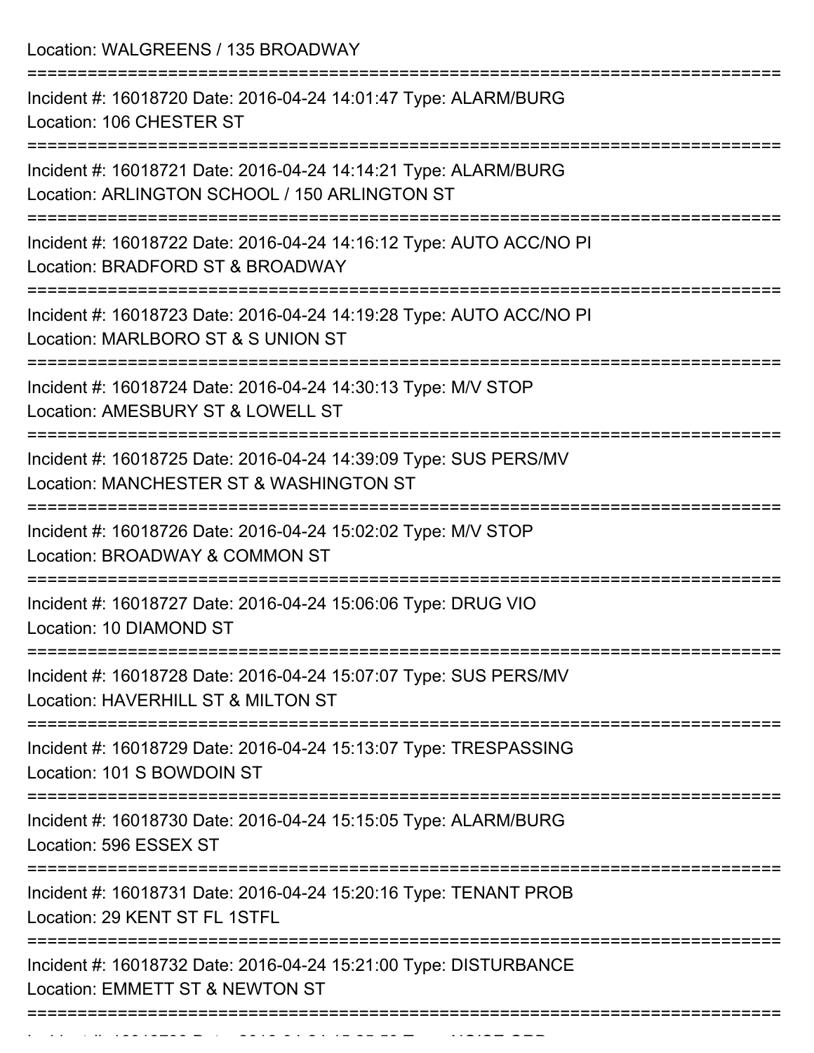Location: WALGREENS / 135 BROADWAY

===========================================================================

Incident #: 16018720 Date: 2016-04-24 14:01:47 Type: ALARM/BURG
Location: 106 CHESTER ST

===========================================================================

Incident #: 16018721 Date: 2016-04-24 14:14:21 Type: ALARM/BURG
Location: ARLINGTON SCHOOL / 150 ARLINGTON ST

===========================================================================

Incident #: 16018722 Date: 2016-04-24 14:16:12 Type: AUTO ACC/NO PI
Location: BRADFORD ST & BROADWAY

===========================================================================

Incident #: 16018723 Date: 2016-04-24 14:19:28 Type: AUTO ACC/NO PI
Location: MARLBORO ST & S UNION ST

===========================================================================

Incident #: 16018724 Date: 2016-04-24 14:30:13 Type: M/V STOP
Location: AMESBURY ST & LOWELL ST

===========================================================================

Incident #: 16018725 Date: 2016-04-24 14:39:09 Type: SUS PERS/MV
Location: MANCHESTER ST & WASHINGTON ST

===========================================================================

Incident #: 16018726 Date: 2016-04-24 15:02:02 Type: M/V STOP
Location: BROADWAY & COMMON ST

===========================================================================

Incident #: 16018727 Date: 2016-04-24 15:06:06 Type: DRUG VIO
Location: 10 DIAMOND ST

===========================================================================

Incident #: 16018728 Date: 2016-04-24 15:07:07 Type: SUS PERS/MV
Location: HAVERHILL ST & MILTON ST

===========================================================================

Incident #: 16018729 Date: 2016-04-24 15:13:07 Type: TRESPASSING
Location: 101 S BOWDOIN ST

===========================================================================

Incident #: 16018730 Date: 2016-04-24 15:15:05 Type: ALARM/BURG
Location: 596 ESSEX ST

===========================================================================

Incident #: 16018731 Date: 2016-04-24 15:20:16 Type: TENANT PROB
Location: 29 KENT ST FL 1STFL

===========================================================================

Incident #: 16018732 Date: 2016-04-24 15:21:00 Type: DISTURBANCE
Location: EMMETT ST & NEWTON ST

===========================================================================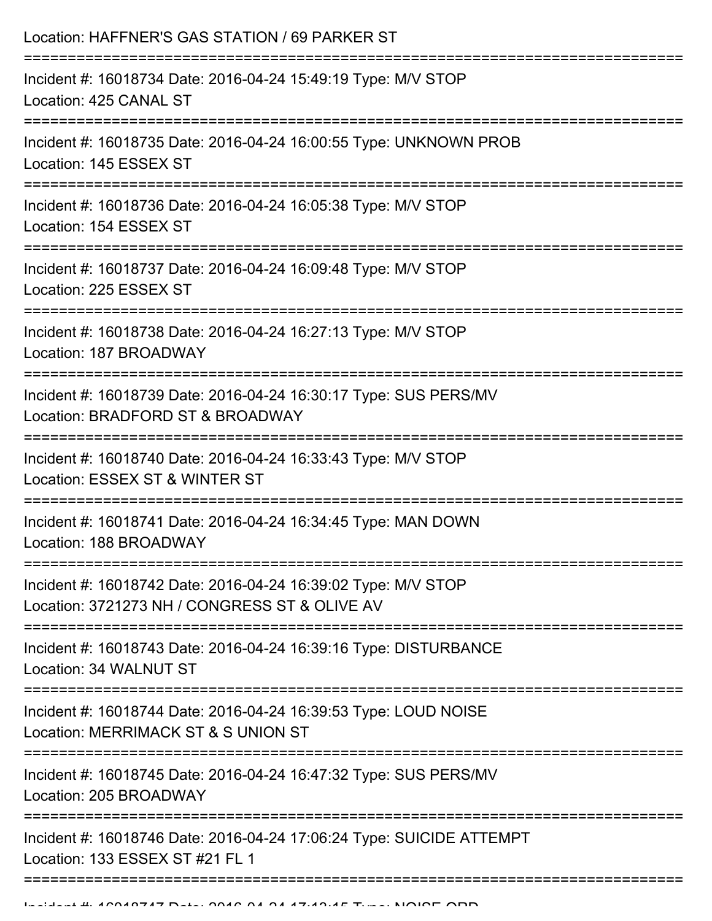Location: HAFFNER'S GAS STATION / 69 PARKER ST

===========================================================================

Incident #: 16018734 Date: 2016-04-24 15:49:19 Type: M/V STOP
Location: 425 CANAL ST

===========================================================================

Incident #: 16018735 Date: 2016-04-24 16:00:55 Type: UNKNOWN PROB
Location: 145 ESSEX ST

===========================================================================

Incident #: 16018736 Date: 2016-04-24 16:05:38 Type: M/V STOP
Location: 154 ESSEX ST

===========================================================================

Incident #: 16018737 Date: 2016-04-24 16:09:48 Type: M/V STOP
Location: 225 ESSEX ST

===========================================================================

Incident #: 16018738 Date: 2016-04-24 16:27:13 Type: M/V STOP
Location: 187 BROADWAY

===========================================================================

Incident #: 16018739 Date: 2016-04-24 16:30:17 Type: SUS PERS/MV
Location: BRADFORD ST & BROADWAY

===========================================================================

Incident #: 16018740 Date: 2016-04-24 16:33:43 Type: M/V STOP
Location: ESSEX ST & WINTER ST

===========================================================================

Incident #: 16018741 Date: 2016-04-24 16:34:45 Type: MAN DOWN
Location: 188 BROADWAY

===========================================================================

Incident #: 16018742 Date: 2016-04-24 16:39:02 Type: M/V STOP
Location: 3721273 NH / CONGRESS ST & OLIVE AV

===========================================================================

Incident #: 16018743 Date: 2016-04-24 16:39:16 Type: DISTURBANCE
Location: 34 WALNUT ST

===========================================================================

Incident #: 16018744 Date: 2016-04-24 16:39:53 Type: LOUD NOISE
Location: MERRIMACK ST & S UNION ST

===========================================================================

Incident #: 16018745 Date: 2016-04-24 16:47:32 Type: SUS PERS/MV
Location: 205 BROADWAY

===========================================================================

Incident #: 16018746 Date: 2016-04-24 17:06:24 Type: SUICIDE ATTEMPT
Location: 133 ESSEX ST #21 FL 1

===========================================================================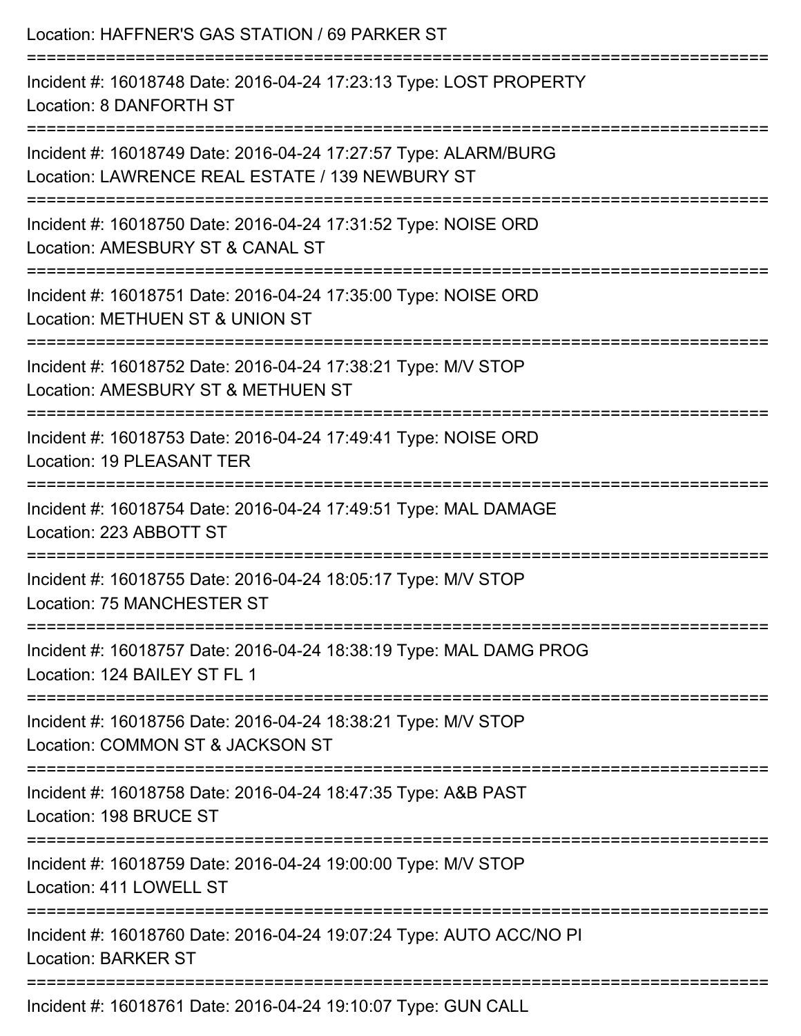Location: HAFFNER'S GAS STATION / 69 PARKER ST

===========================================================================

Incident #: 16018748 Date: 2016-04-24 17:23:13 Type: LOST PROPERTY
Location: 8 DANFORTH ST

===========================================================================

Incident #: 16018749 Date: 2016-04-24 17:27:57 Type: ALARM/BURG
Location: LAWRENCE REAL ESTATE / 139 NEWBURY ST

===========================================================================

Incident #: 16018750 Date: 2016-04-24 17:31:52 Type: NOISE ORD
Location: AMESBURY ST & CANAL ST

===========================================================================

Incident #: 16018751 Date: 2016-04-24 17:35:00 Type: NOISE ORD
Location: METHUEN ST & UNION ST

===========================================================================

Incident #: 16018752 Date: 2016-04-24 17:38:21 Type: M/V STOP
Location: AMESBURY ST & METHUEN ST

===========================================================================

Incident #: 16018753 Date: 2016-04-24 17:49:41 Type: NOISE ORD
Location: 19 PLEASANT TER

===========================================================================

Incident #: 16018754 Date: 2016-04-24 17:49:51 Type: MAL DAMAGE
Location: 223 ABBOTT ST

===========================================================================

Incident #: 16018755 Date: 2016-04-24 18:05:17 Type: M/V STOP
Location: 75 MANCHESTER ST

===========================================================================

Incident #: 16018757 Date: 2016-04-24 18:38:19 Type: MAL DAMG PROG
Location: 124 BAILEY ST FL 1

===========================================================================

Incident #: 16018756 Date: 2016-04-24 18:38:21 Type: M/V STOP
Location: COMMON ST & JACKSON ST

===========================================================================

Incident #: 16018758 Date: 2016-04-24 18:47:35 Type: A&B PAST
Location: 198 BRUCE ST

===========================================================================

Incident #: 16018759 Date: 2016-04-24 19:00:00 Type: M/V STOP
Location: 411 LOWELL ST

===========================================================================

Incident #: 16018760 Date: 2016-04-24 19:07:24 Type: AUTO ACC/NO PI
Location: BARKER ST

===========================================================================

Incident #: 16018761 Date: 2016-04-24 19:10:07 Type: GUN CALL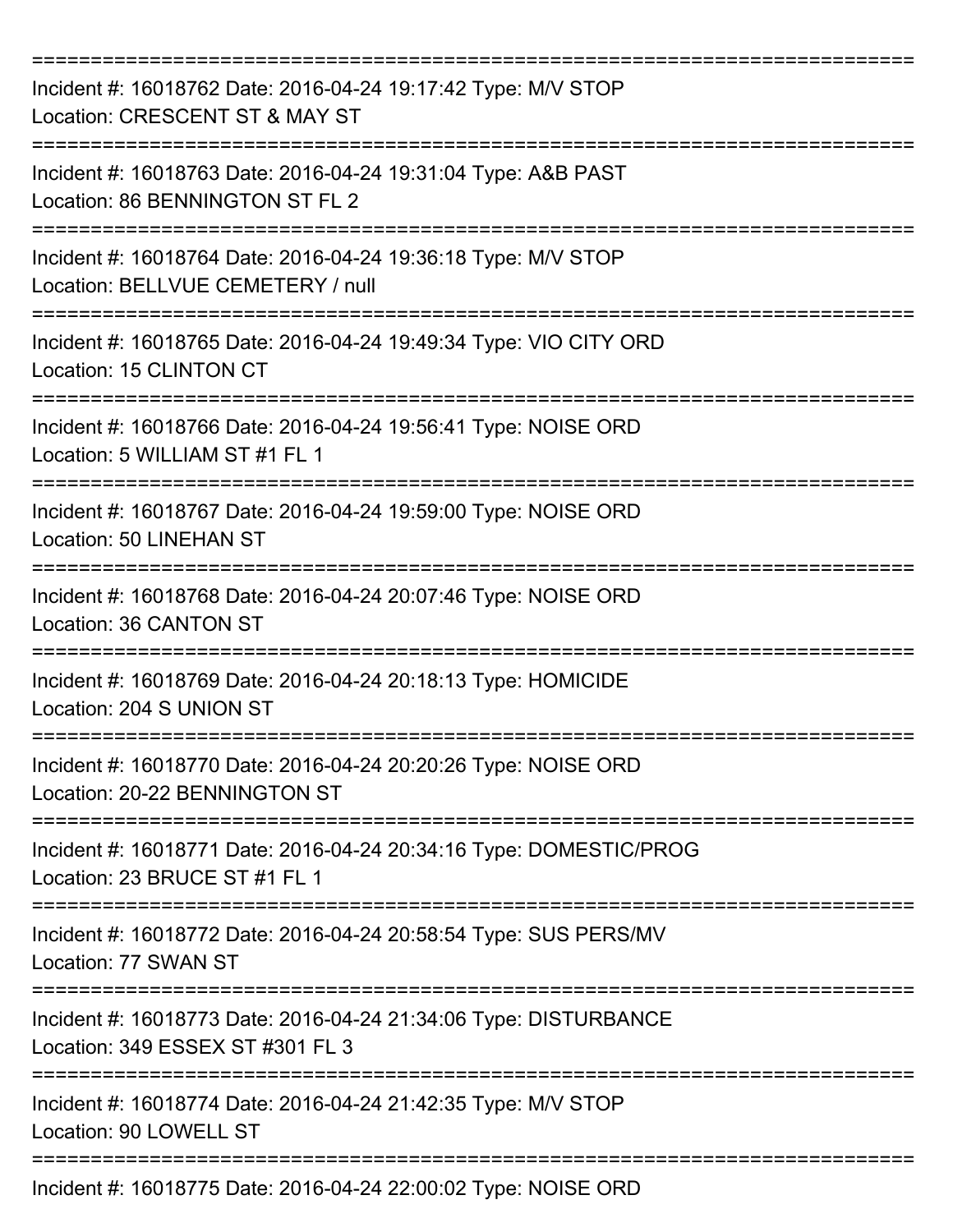===========================================================================

Incident #: 16018762 Date: 2016-04-24 19:17:42 Type: M/V STOP
Location: CRESCENT ST & MAY ST

===========================================================================

Incident #: 16018763 Date: 2016-04-24 19:31:04 Type: A&B PAST
Location: 86 BENNINGTON ST FL 2

===========================================================================

Incident #: 16018764 Date: 2016-04-24 19:36:18 Type: M/V STOP
Location: BELLVUE CEMETERY / null

===========================================================================

Incident #: 16018765 Date: 2016-04-24 19:49:34 Type: VIO CITY ORD
Location: 15 CLINTON CT

===========================================================================

Incident #: 16018766 Date: 2016-04-24 19:56:41 Type: NOISE ORD
Location: 5 WILLIAM ST #1 FL 1

===========================================================================

Incident #: 16018767 Date: 2016-04-24 19:59:00 Type: NOISE ORD
Location: 50 LINEHAN ST

===========================================================================

Incident #: 16018768 Date: 2016-04-24 20:07:46 Type: NOISE ORD
Location: 36 CANTON ST

===========================================================================

Incident #: 16018769 Date: 2016-04-24 20:18:13 Type: HOMICIDE
Location: 204 S UNION ST

===========================================================================

Incident #: 16018770 Date: 2016-04-24 20:20:26 Type: NOISE ORD
Location: 20-22 BENNINGTON ST

===========================================================================

Incident #: 16018771 Date: 2016-04-24 20:34:16 Type: DOMESTIC/PROG
Location: 23 BRUCE ST #1 FL 1

===========================================================================

Incident #: 16018772 Date: 2016-04-24 20:58:54 Type: SUS PERS/MV
Location: 77 SWAN ST

===========================================================================

Incident #: 16018773 Date: 2016-04-24 21:34:06 Type: DISTURBANCE
Location: 349 ESSEX ST #301 FL 3

===========================================================================

Incident #: 16018774 Date: 2016-04-24 21:42:35 Type: M/V STOP
Location: 90 LOWELL ST

===========================================================================

Incident #: 16018775 Date: 2016-04-24 22:00:02 Type: NOISE ORD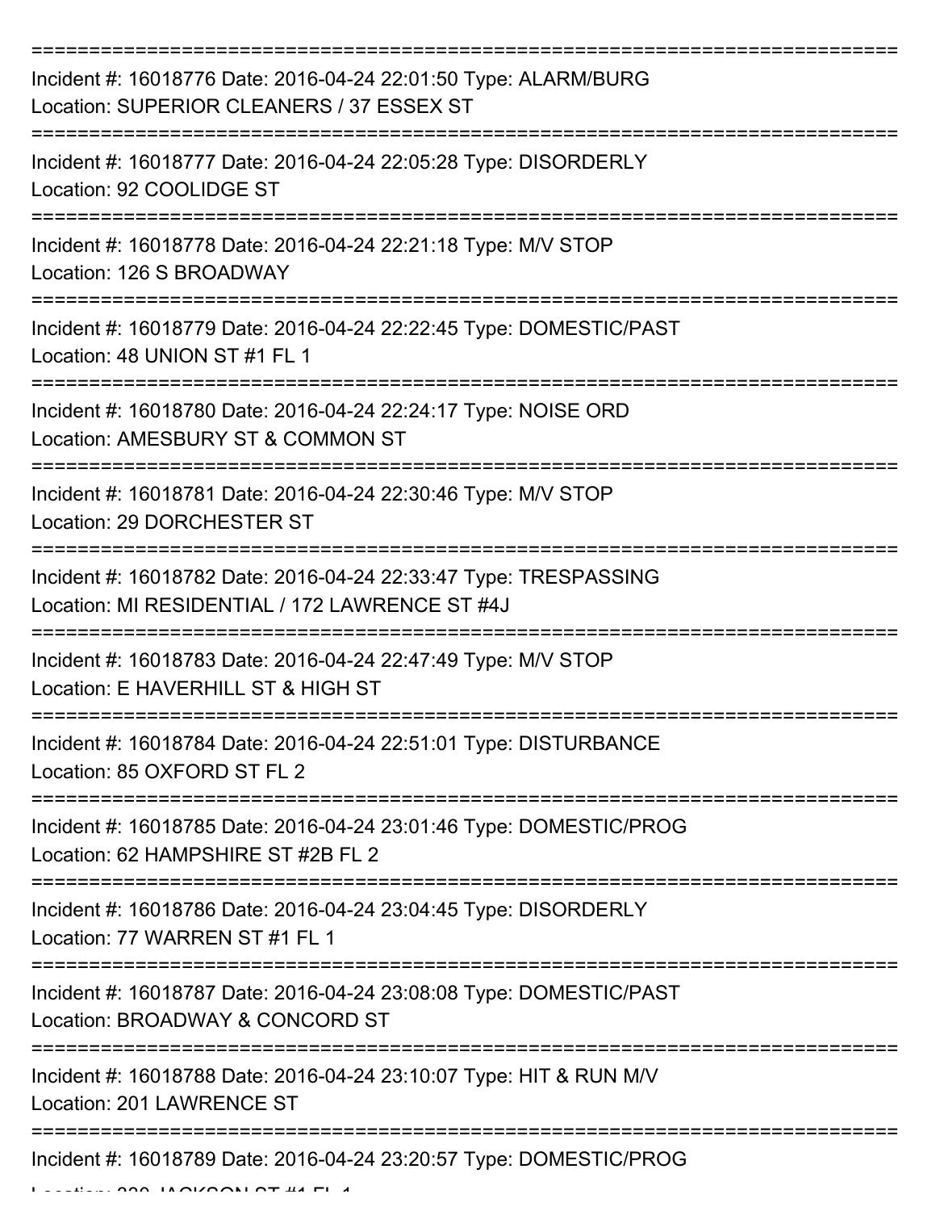===========================================================================

Incident #: 16018776 Date: 2016-04-24 22:01:50 Type: ALARM/BURG
Location: SUPERIOR CLEANERS / 37 ESSEX ST

===========================================================================

Incident #: 16018777 Date: 2016-04-24 22:05:28 Type: DISORDERLY
Location: 92 COOLIDGE ST

===========================================================================

Incident #: 16018778 Date: 2016-04-24 22:21:18 Type: M/V STOP
Location: 126 S BROADWAY

===========================================================================

Incident #: 16018779 Date: 2016-04-24 22:22:45 Type: DOMESTIC/PAST
Location: 48 UNION ST #1 FL 1

===========================================================================

Incident #: 16018780 Date: 2016-04-24 22:24:17 Type: NOISE ORD
Location: AMESBURY ST & COMMON ST

===========================================================================

Incident #: 16018781 Date: 2016-04-24 22:30:46 Type: M/V STOP
Location: 29 DORCHESTER ST

===========================================================================

Incident #: 16018782 Date: 2016-04-24 22:33:47 Type: TRESPASSING
Location: MI RESIDENTIAL / 172 LAWRENCE ST #4J

===========================================================================

Incident #: 16018783 Date: 2016-04-24 22:47:49 Type: M/V STOP
Location: E HAVERHILL ST & HIGH ST

===========================================================================

Incident #: 16018784 Date: 2016-04-24 22:51:01 Type: DISTURBANCE
Location: 85 OXFORD ST FL 2

===========================================================================

Incident #: 16018785 Date: 2016-04-24 23:01:46 Type: DOMESTIC/PROG
Location: 62 HAMPSHIRE ST #2B FL 2

===========================================================================

Incident #: 16018786 Date: 2016-04-24 23:04:45 Type: DISORDERLY
Location: 77 WARREN ST #1 FL 1

===========================================================================

Incident #: 16018787 Date: 2016-04-24 23:08:08 Type: DOMESTIC/PAST
Location: BROADWAY & CONCORD ST

===========================================================================

Incident #: 16018788 Date: 2016-04-24 23:10:07 Type: HIT & RUN M/V
Location: 201 LAWRENCE ST

===========================================================================

Incident #: 16018789 Date: 2016-04-24 23:20:57 Type: DOMESTIC/PROG
Location: 230 JACKSON ST #1 FL 1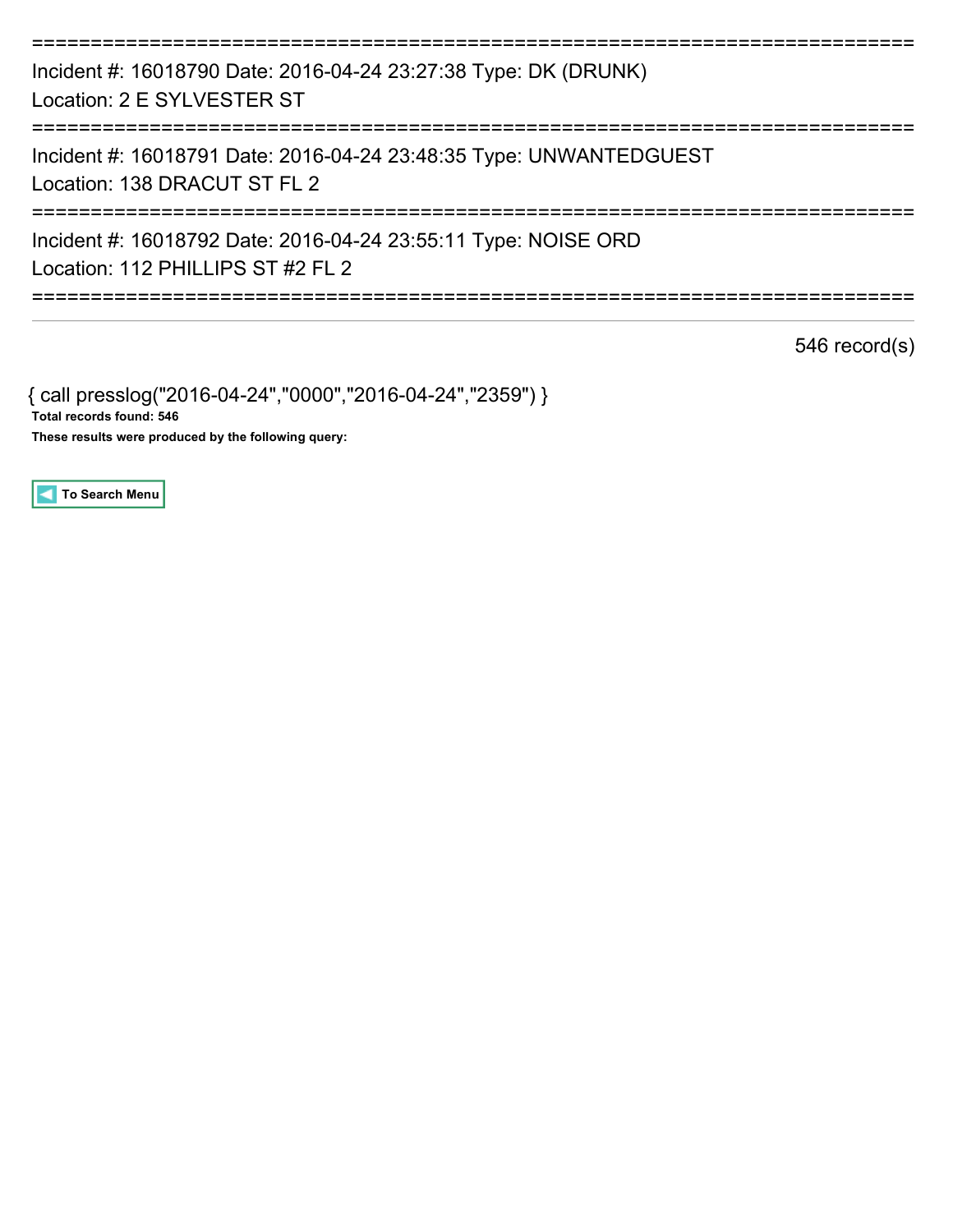===========================================================================

Incident #: 16018790 Date: 2016-04-24 23:27:38 Type: DK (DRUNK)
Location: 2 E SYLVESTER ST

===========================================================================

Incident #: 16018791 Date: 2016-04-24 23:48:35 Type: UNWANTEDGUEST
Location: 138 DRACUT ST FL 2

===========================================================================

Incident #: 16018792 Date: 2016-04-24 23:55:11 Type: NOISE ORD
Location: 112 PHILLIPS ST #2 FL 2

===========================================================================

---

546 record(s)

{ call presslog("2016-04-24","0000","2016-04-24","2359") }

**Total records found: 546**

**These results were produced by the following query:**

**To Search Menu**